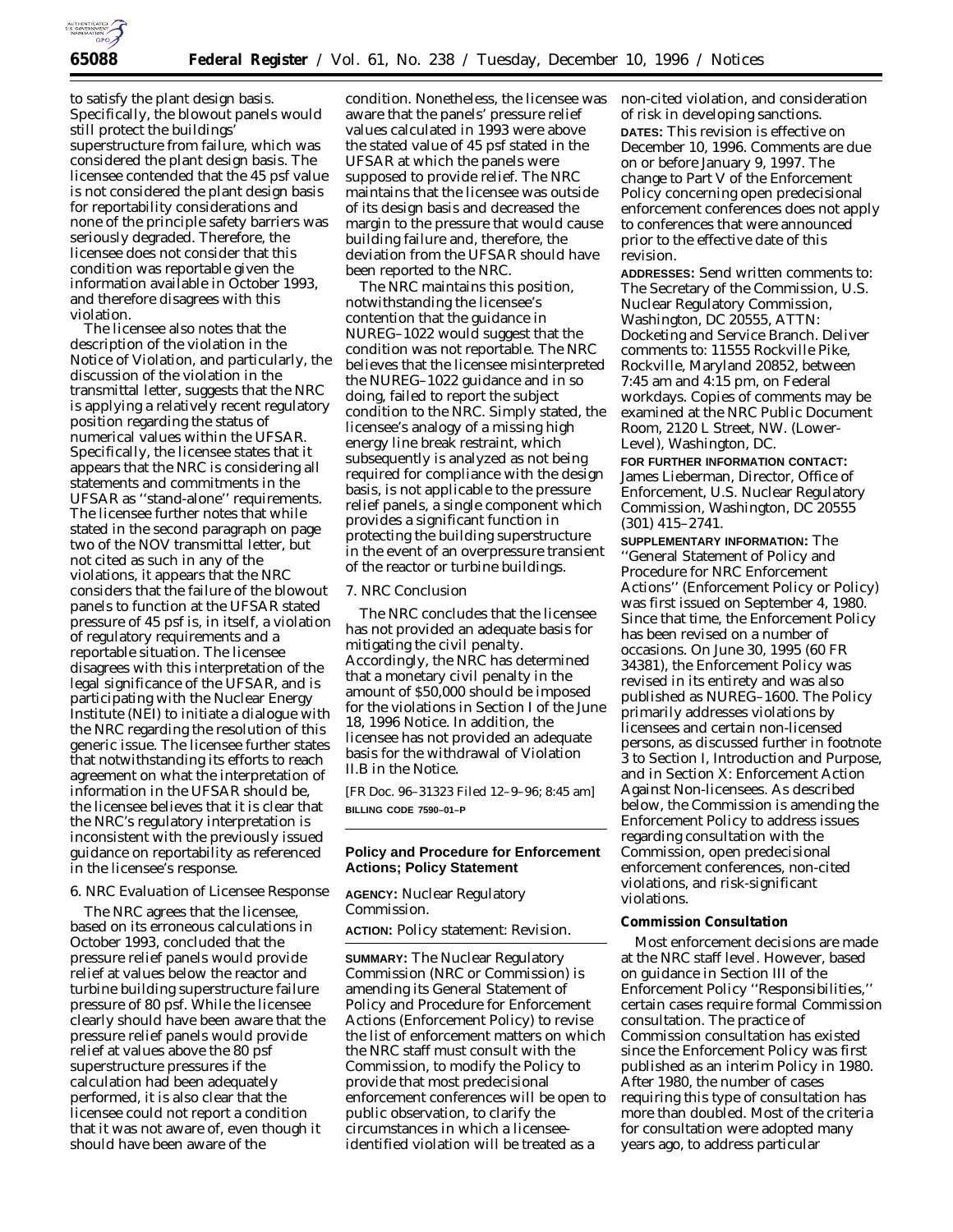to satisfy the plant design basis. Specifically, the blowout panels would still protect the buildings' superstructure from failure, which was considered the plant design basis. The licensee contended that the 45 psf value is not considered the plant design basis for reportability considerations and none of the principle safety barriers was seriously degraded. Therefore, the licensee does not consider that this condition was reportable given the information available in October 1993, and therefore disagrees with this violation.

The licensee also notes that the description of the violation in the Notice of Violation, and particularly, the discussion of the violation in the transmittal letter, suggests that the NRC is applying a relatively recent regulatory position regarding the status of numerical values within the UFSAR. Specifically, the licensee states that it appears that the NRC is considering all statements and commitments in the UFSAR as ''stand-alone'' requirements. The licensee further notes that while stated in the second paragraph on page two of the NOV transmittal letter, but not cited as such in any of the violations, it appears that the NRC considers that the failure of the blowout panels to function at the UFSAR stated pressure of 45 psf is, in itself, a violation of regulatory requirements and a reportable situation. The licensee disagrees with this interpretation of the legal significance of the UFSAR, and is participating with the Nuclear Energy Institute (NEI) to initiate a dialogue with the NRC regarding the resolution of this generic issue. The licensee further states that notwithstanding its efforts to reach agreement on what the interpretation of information in the UFSAR should be, the licensee believes that it is clear that the NRC's regulatory interpretation is inconsistent with the previously issued guidance on reportability as referenced in the licensee's response.

### 6. NRC Evaluation of Licensee Response

The NRC agrees that the licensee, based on its erroneous calculations in October 1993, concluded that the pressure relief panels would provide relief at values below the reactor and turbine building superstructure failure pressure of 80 psf. While the licensee clearly should have been aware that the pressure relief panels would provide relief at values above the 80 psf superstructure pressures if the calculation had been adequately performed, it is also clear that the licensee could not report a condition that it was not aware of, even though it should have been aware of the condition. Nonetheless, the licensee was aware that the panels' pressure relief values calculated in 1993 were above the stated value of 45 psf stated in the UFSAR at which the panels were supposed to provide relief. The NRC maintains that the licensee was outside of its design basis and decreased the margin to the pressure that would cause building failure and, therefore, the deviation from the UFSAR should have been reported to the NRC.

The NRC maintains this position, notwithstanding the licensee's contention that the guidance in NUREG–1022 would suggest that the condition was not reportable. The NRC believes that the licensee misinterpreted the NUREG–1022 guidance and in so doing, failed to report the subject condition to the NRC. Simply stated, the licensee's analogy of a missing high energy line break restraint, which subsequently is analyzed as not being required for compliance with the design basis, is not applicable to the pressure relief panels, a single component which provides a significant function in protecting the building superstructure in the event of an overpressure transient of the reactor or turbine buildings.

### 7. NRC Conclusion

The NRC concludes that the licensee has not provided an adequate basis for mitigating the civil penalty. Accordingly, the NRC has determined that a monetary civil penalty in the amount of $50,000 should be imposed for the violations in Section I of the June 18, 1996 Notice. In addition, the licensee has not provided an adequate basis for the withdrawal of Violation II.B in the Notice.

[FR Doc. 96–31323 Filed 12–9–96; 8:45 am]

**BILLING CODE 7590–01–P**

---

## Policy and Procedure for Enforcement Actions; Policy Statement

**AGENCY:** Nuclear Regulatory Commission.

**ACTION:** Policy statement: Revision.

**SUMMARY:** The Nuclear Regulatory Commission (NRC or Commission) is amending its General Statement of Policy and Procedure for Enforcement Actions (Enforcement Policy) to revise the list of enforcement matters on which the NRC staff must consult with the Commission, to modify the Policy to provide that most predecisional enforcement conferences will be open to public observation, to clarify the circumstances in which a licensee-identified violation will be treated as a non-cited violation, and consideration of risk in developing sanctions.

**DATES:** This revision is effective on December 10, 1996. Comments are due on or before January 9, 1997. The change to Part V of the Enforcement Policy concerning open predecisional enforcement conferences does not apply to conferences that were announced prior to the effective date of this revision.

**ADDRESSES:** Send written comments to: The Secretary of the Commission, U.S. Nuclear Regulatory Commission, Washington, DC 20555, ATTN: Docketing and Service Branch. Deliver comments to: 11555 Rockville Pike, Rockville, Maryland 20852, between 7:45 am and 4:15 pm, on Federal workdays. Copies of comments may be examined at the NRC Public Document Room, 2120 L Street, NW. (Lower-Level), Washington, DC.

**FOR FURTHER INFORMATION CONTACT:** James Lieberman, Director, Office of Enforcement, U.S. Nuclear Regulatory Commission, Washington, DC 20555 (301) 415–2741.

**SUPPLEMENTARY INFORMATION:** The ''General Statement of Policy and Procedure for NRC Enforcement Actions'' (Enforcement Policy or Policy) was first issued on September 4, 1980. Since that time, the Enforcement Policy has been revised on a number of occasions. On June 30, 1995 (60 FR 34381), the Enforcement Policy was revised in its entirety and was also published as NUREG–1600. The Policy primarily addresses violations by licensees and certain non-licensed persons, as discussed further in footnote 3 to Section I, Introduction and Purpose, and in Section X: Enforcement Action Against Non-licensees. As described below, the Commission is amending the Enforcement Policy to address issues regarding consultation with the Commission, open predecisional enforcement conferences, non-cited violations, and risk-significant violations.

### Commission Consultation

Most enforcement decisions are made at the NRC staff level. However, based on guidance in Section III of the Enforcement Policy ''Responsibilities,'' certain cases require formal Commission consultation. The practice of Commission consultation has existed since the Enforcement Policy was first published as an interim Policy in 1980. After 1980, the number of cases requiring this type of consultation has more than doubled. Most of the criteria for consultation were adopted many years ago, to address particular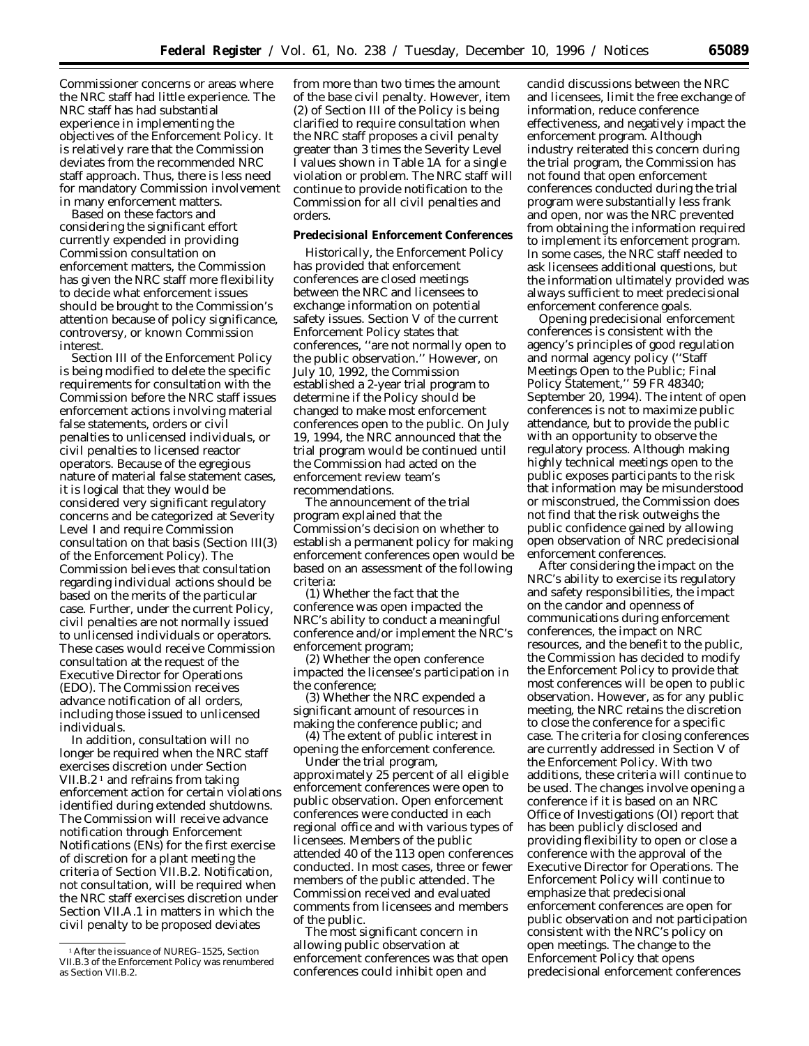Commissioner concerns or areas where the NRC staff had little experience. The NRC staff has had substantial experience in implementing the objectives of the Enforcement Policy. It is relatively rare that the Commission deviates from the recommended NRC staff approach. Thus, there is less need for mandatory Commission involvement in many enforcement matters.

Based on these factors and considering the significant effort currently expended in providing Commission consultation on enforcement matters, the Commission has given the NRC staff more flexibility to decide what enforcement issues should be brought to the Commission's attention because of policy significance, controversy, or known Commission interest.

Section III of the Enforcement Policy is being modified to delete the specific requirements for consultation with the Commission before the NRC staff issues enforcement actions involving material false statements, orders or civil penalties to unlicensed individuals, or civil penalties to licensed reactor operators. Because of the egregious nature of material false statement cases, it is logical that they would be considered very significant regulatory concerns and be categorized at Severity Level I and require Commission consultation on that basis (Section III(3) of the Enforcement Policy). The Commission believes that consultation regarding individual actions should be based on the merits of the particular case. Further, under the current Policy, civil penalties are not normally issued to unlicensed individuals or operators. These cases would receive Commission consultation at the request of the Executive Director for Operations (EDO). The Commission receives advance notification of all orders, including those issued to unlicensed individuals.

In addition, consultation will no longer be required when the NRC staff exercises discretion under Section VII.B.2 [1] and refrains from taking enforcement action for certain violations identified during extended shutdowns. The Commission will receive advance notification through Enforcement Notifications (ENs) for the first exercise of discretion for a plant meeting the criteria of Section VII.B.2. Notification, not consultation, will be required when the NRC staff exercises discretion under Section VII.A.1 in matters in which the civil penalty to be proposed deviates from more than two times the amount of the base civil penalty. However, item (2) of Section III of the Policy is being clarified to require consultation when the NRC staff proposes a civil penalty greater than 3 times the Severity Level I values shown in Table 1A for a single violation or problem. The NRC staff will continue to provide notification to the Commission for all civil penalties and orders.

**Predecisional Enforcement Conferences**

Historically, the Enforcement Policy has provided that enforcement conferences are closed meetings between the NRC and licensees to exchange information on potential safety issues. Section V of the current Enforcement Policy states that conferences, "are not normally open to the public observation." However, on July 10, 1992, the Commission established a 2-year trial program to determine if the Policy should be changed to make most enforcement conferences open to the public. On July 19, 1994, the NRC announced that the trial program would be continued until the Commission had acted on the enforcement review team's recommendations.

The announcement of the trial program explained that the Commission's decision on whether to establish a permanent policy for making enforcement conferences open would be based on an assessment of the following criteria:

(1) Whether the fact that the conference was open impacted the NRC's ability to conduct a meaningful conference and/or implement the NRC's enforcement program;

(2) Whether the open conference impacted the licensee's participation in the conference;

(3) Whether the NRC expended a significant amount of resources in making the conference public; and

(4) The extent of public interest in opening the enforcement conference.

Under the trial program, approximately 25 percent of all eligible enforcement conferences were open to public observation. Open enforcement conferences were conducted in each regional office and with various types of licensees. Members of the public attended 40 of the 113 open conferences conducted. In most cases, three or fewer members of the public attended. The Commission received and evaluated comments from licensees and members of the public.

The most significant concern in allowing public observation at enforcement conferences was that open conferences could inhibit open and candid discussions between the NRC and licensees, limit the free exchange of information, reduce conference effectiveness, and negatively impact the enforcement program. Although industry reiterated this concern during the trial program, the Commission has not found that open enforcement conferences conducted during the trial program were substantially less frank and open, nor was the NRC prevented from obtaining the information required to implement its enforcement program. In some cases, the NRC staff needed to ask licensees additional questions, but the information ultimately provided was always sufficient to meet predecisional enforcement conference goals.

Opening predecisional enforcement conferences is consistent with the agency's principles of good regulation and normal agency policy ("Staff Meetings Open to the Public; Final Policy Statement," 59 FR 48340; September 20, 1994). The intent of open conferences is not to maximize public attendance, but to provide the public with an opportunity to observe the regulatory process. Although making highly technical meetings open to the public exposes participants to the risk that information may be misunderstood or misconstrued, the Commission does not find that the risk outweighs the public confidence gained by allowing open observation of NRC predecisional enforcement conferences.

After considering the impact on the NRC's ability to exercise its regulatory and safety responsibilities, the impact on the candor and openness of communications during enforcement conferences, the impact on NRC resources, and the benefit to the public, the Commission has decided to modify the Enforcement Policy to provide that most conferences will be open to public observation. However, as for any public meeting, the NRC retains the discretion to close the conference for a specific case. The criteria for closing conferences are currently addressed in Section V of the Enforcement Policy. With two additions, these criteria will continue to be used. The changes involve opening a conference if it is based on an NRC Office of Investigations (OI) report that has been publicly disclosed and providing flexibility to open or close a conference with the approval of the Executive Director for Operations. The Enforcement Policy will continue to emphasize that predecisional enforcement conferences are open for public observation and not participation consistent with the NRC's policy on open meetings. The change to the Enforcement Policy that opens predecisional enforcement conferences

[1] After the issuance of NUREG–1525, Section VII.B.3 of the Enforcement Policy was renumbered as Section VII.B.2.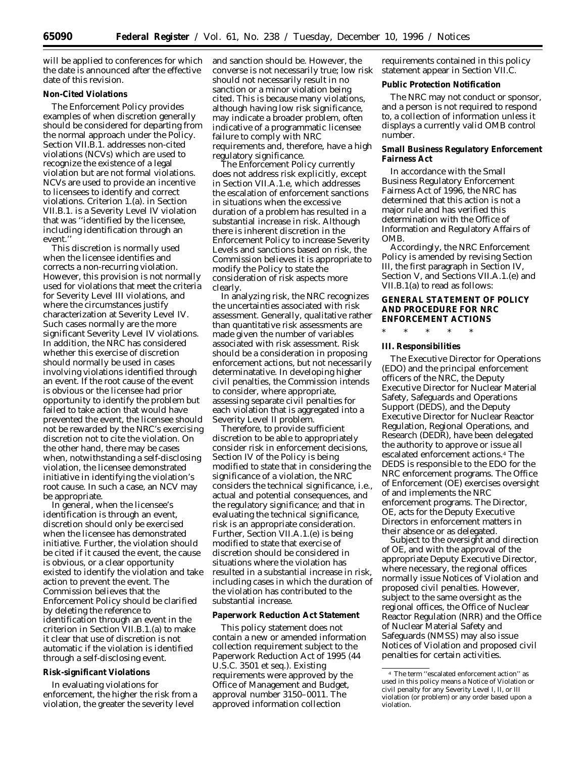will be applied to conferences for which the date is announced after the effective date of this revision.

**Non-Cited Violations**

The Enforcement Policy provides examples of when discretion generally should be considered for departing from the normal approach under the Policy. Section VII.B.1. addresses non-cited violations (NCVs) which are used to recognize the existence of a legal violation but are not formal violations. NCVs are used to provide an incentive to licensees to identify and correct violations. Criterion 1.(a). in Section VII.B.1. is a Severity Level IV violation that was ''identified by the licensee, including identification through an event.''

This discretion is normally used when the licensee identifies and corrects a non-recurring violation. However, this provision is not normally used for violations that meet the criteria for Severity Level III violations, and where the circumstances justify characterization at Severity Level IV. Such cases normally are the more significant Severity Level IV violations. In addition, the NRC has considered whether this exercise of discretion should normally be used in cases involving violations identified through an event. If the root cause of the event is obvious or the licensee had prior opportunity to identify the problem but failed to take action that would have prevented the event, the licensee should not be rewarded by the NRC's exercising discretion not to cite the violation. On the other hand, there may be cases when, notwithstanding a self-disclosing violation, the licensee demonstrated initiative in identifying the violation's root cause. In such a case, an NCV may be appropriate.

In general, when the licensee's identification is through an event, discretion should only be exercised when the licensee has demonstrated initiative. Further, the violation should be cited if it caused the event, the cause is obvious, or a clear opportunity existed to identify the violation and take action to prevent the event. The Commission believes that the Enforcement Policy should be clarified by deleting the reference to identification through an event in the criterion in Section VII.B.1.(a) to make it clear that use of discretion is not automatic if the violation is identified through a self-disclosing event.

**Risk-significant Violations**

In evaluating violations for enforcement, the higher the risk from a violation, the greater the severity level and sanction should be. However, the converse is not necessarily true; low risk should not necessarily result in no sanction or a minor violation being cited. This is because many violations, although having low risk significance, may indicate a broader problem, often indicative of a programmatic licensee failure to comply with NRC requirements and, therefore, have a high regulatory significance.

The Enforcement Policy currently does not address risk explicitly, except in Section VII.A.1.e, which addresses the escalation of enforcement sanctions in situations when the excessive duration of a problem has resulted in a substantial increase in risk. Although there is inherent discretion in the Enforcement Policy to increase Severity Levels and sanctions based on risk, the Commission believes it is appropriate to modify the Policy to state the consideration of risk aspects more clearly.

In analyzing risk, the NRC recognizes the uncertainties associated with risk assessment. Generally, qualitative rather than quantitative risk assessments are made given the number of variables associated with risk assessment. Risk should be a consideration in proposing enforcement actions, but not necessarily determinatative. In developing higher civil penalties, the Commission intends to consider, where appropriate, assessing separate civil penalties for each violation that is aggregated into a Severity Level II problem.

Therefore, to provide sufficient discretion to be able to appropriately consider risk in enforcement decisions, Section IV of the Policy is being modified to state that in considering the significance of a violation, the NRC considers the technical significance, i.e., actual and potential consequences, and the regulatory significance; and that in evaluating the technical significance, risk is an appropriate consideration. Further, Section VII.A.1.(e) is being modified to state that exercise of discretion should be considered in situations where the violation has resulted in a substantial increase in risk, including cases in which the duration of the violation has contributed to the substantial increase.

**Paperwork Reduction Act Statement**

This policy statement does not contain a new or amended information collection requirement subject to the Paperwork Reduction Act of 1995 (44 U.S.C. 3501 et seq.). Existing requirements were approved by the Office of Management and Budget, approval number 3150–0011. The approved information collection requirements contained in this policy statement appear in Section VII.C.

**Public Protection Notification**

The NRC may not conduct or sponsor, and a person is not required to respond to, a collection of information unless it displays a currently valid OMB control number.

**Small Business Regulatory Enforcement Fairness Act**

In accordance with the Small Business Regulatory Enforcement Fairness Act of 1996, the NRC has determined that this action is not a major rule and has verified this determination with the Office of Information and Regulatory Affairs of OMB.

Accordingly, the NRC Enforcement Policy is amended by revising Section III, the first paragraph in Section IV, Section V, and Sections VII.A.1.(e) and VII.B.1(a) to read as follows:

**GENERAL STATEMENT OF POLICY AND PROCEDURE FOR NRC ENFORCEMENT ACTIONS**

\* \* \* \* \*

**III. Responsibilities**

The Executive Director for Operations (EDO) and the principal enforcement officers of the NRC, the Deputy Executive Director for Nuclear Material Safety, Safeguards and Operations Support (DEDS), and the Deputy Executive Director for Nuclear Reactor Regulation, Regional Operations, and Research (DEDR), have been delegated the authority to approve or issue all escalated enforcement actions.[4] The DEDS is responsible to the EDO for the NRC enforcement programs. The Office of Enforcement (OE) exercises oversight of and implements the NRC enforcement programs. The Director, OE, acts for the Deputy Executive Directors in enforcement matters in their absence or as delegated.

Subject to the oversight and direction of OE, and with the approval of the appropriate Deputy Executive Director, where necessary, the regional offices normally issue Notices of Violation and proposed civil penalties. However, subject to the same oversight as the regional offices, the Office of Nuclear Reactor Regulation (NRR) and the Office of Nuclear Material Safety and Safeguards (NMSS) may also issue Notices of Violation and proposed civil penalties for certain activities.

[4] The term ''escalated enforcement action'' as used in this policy means a Notice of Violation or civil penalty for any Severity Level I, II, or III violation (or problem) or any order based upon a violation.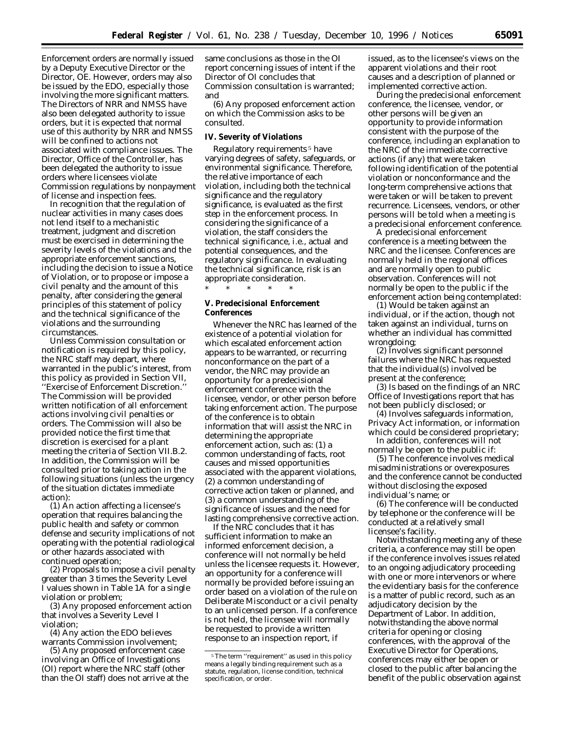Enforcement orders are normally issued by a Deputy Executive Director or the Director, OE. However, orders may also be issued by the EDO, especially those involving the more significant matters. The Directors of NRR and NMSS have also been delegated authority to issue orders, but it is expected that normal use of this authority by NRR and NMSS will be confined to actions not associated with compliance issues. The Director, Office of the Controller, has been delegated the authority to issue orders where licensees violate Commission regulations by nonpayment of license and inspection fees.

In recognition that the regulation of nuclear activities in many cases does not lend itself to a mechanistic treatment, judgment and discretion must be exercised in determining the severity levels of the violations and the appropriate enforcement sanctions, including the decision to issue a Notice of Violation, or to propose or impose a civil penalty and the amount of this penalty, after considering the general principles of this statement of policy and the technical significance of the violations and the surrounding circumstances.

Unless Commission consultation or notification is required by this policy, the NRC staff may depart, where warranted in the public's interest, from this policy as provided in Section VII, ''Exercise of Enforcement Discretion.'' The Commission will be provided written notification of all enforcement actions involving civil penalties or orders. The Commission will also be provided notice the first time that discretion is exercised for a plant meeting the criteria of Section VII.B.2. In addition, the Commission will be consulted prior to taking action in the following situations (unless the urgency of the situation dictates immediate action):

(1) An action affecting a licensee's operation that requires balancing the public health and safety or common defense and security implications of not operating with the potential radiological or other hazards associated with continued operation;

(2) Proposals to impose a civil penalty greater than 3 times the Severity Level I values shown in Table 1A for a single violation or problem;

(3) Any proposed enforcement action that involves a Severity Level I violation;

(4) Any action the EDO believes warrants Commission involvement;

(5) Any proposed enforcement case involving an Office of Investigations (OI) report where the NRC staff (other than the OI staff) does not arrive at the same conclusions as those in the OI report concerning issues of intent if the Director of OI concludes that Commission consultation is warranted; and

(6) Any proposed enforcement action on which the Commission asks to be consulted.

**IV. Severity of Violations**

Regulatory requirements[5] have varying degrees of safety, safeguards, or environmental significance. Therefore, the relative importance of each violation, including both the technical significance and the regulatory significance, is evaluated as the first step in the enforcement process. In considering the significance of a violation, the staff considers the technical significance, i.e., actual and potential consequences, and the regulatory significance. In evaluating the technical significance, risk is an appropriate consideration.

\* \* \* \* \*

**V. Predecisional Enforcement Conferences**

Whenever the NRC has learned of the existence of a potential violation for which escalated enforcement action appears to be warranted, or recurring nonconformance on the part of a vendor, the NRC may provide an opportunity for a predecisional enforcement conference with the licensee, vendor, or other person before taking enforcement action. The purpose of the conference is to obtain information that will assist the NRC in determining the appropriate enforcement action, such as: (1) a common understanding of facts, root causes and missed opportunities associated with the apparent violations, (2) a common understanding of corrective action taken or planned, and (3) a common understanding of the significance of issues and the need for lasting comprehensive corrective action.

If the NRC concludes that it has sufficient information to make an informed enforcement decision, a conference will not normally be held unless the licensee requests it. However, an opportunity for a conference will normally be provided before issuing an order based on a violation of the rule on Deliberate Misconduct or a civil penalty to an unlicensed person. If a conference is not held, the licensee will normally be requested to provide a written response to an inspection report, if issued, as to the licensee's views on the apparent violations and their root causes and a description of planned or implemented corrective action.

During the predecisional enforcement conference, the licensee, vendor, or other persons will be given an opportunity to provide information consistent with the purpose of the conference, including an explanation to the NRC of the immediate corrective actions (if any) that were taken following identification of the potential violation or nonconformance and the long-term comprehensive actions that were taken or will be taken to prevent recurrence. Licensees, vendors, or other persons will be told when a meeting is a predecisional enforcement conference.

A predecisional enforcement conference is a meeting between the NRC and the licensee. Conferences are normally held in the regional offices and are normally open to public observation. Conferences will not normally be open to the public if the enforcement action being contemplated:

(1) Would be taken against an individual, or if the action, though not taken against an individual, turns on whether an individual has committed wrongdoing;

(2) Involves significant personnel failures where the NRC has requested that the individual(s) involved be present at the conference;

(3) Is based on the findings of an NRC Office of Investigations report that has not been publicly disclosed; or

(4) Involves safeguards information, Privacy Act information, or information which could be considered proprietary;

In addition, conferences will not normally be open to the public if:

(5) The conference involves medical misadministrations or overexposures and the conference cannot be conducted without disclosing the exposed individual's name; or

(6) The conference will be conducted by telephone or the conference will be conducted at a relatively small licensee's facility.

Notwithstanding meeting any of these criteria, a conference may still be open if the conference involves issues related to an ongoing adjudicatory proceeding with one or more intervenors or where the evidentiary basis for the conference is a matter of public record, such as an adjudicatory decision by the Department of Labor. In addition, notwithstanding the above normal criteria for opening or closing conferences, with the approval of the Executive Director for Operations, conferences may either be open or closed to the public after balancing the benefit of the public observation against

[5] The term ''requirement'' as used in this policy means a legally binding requirement such as a statute, regulation, license condition, technical specification, or order.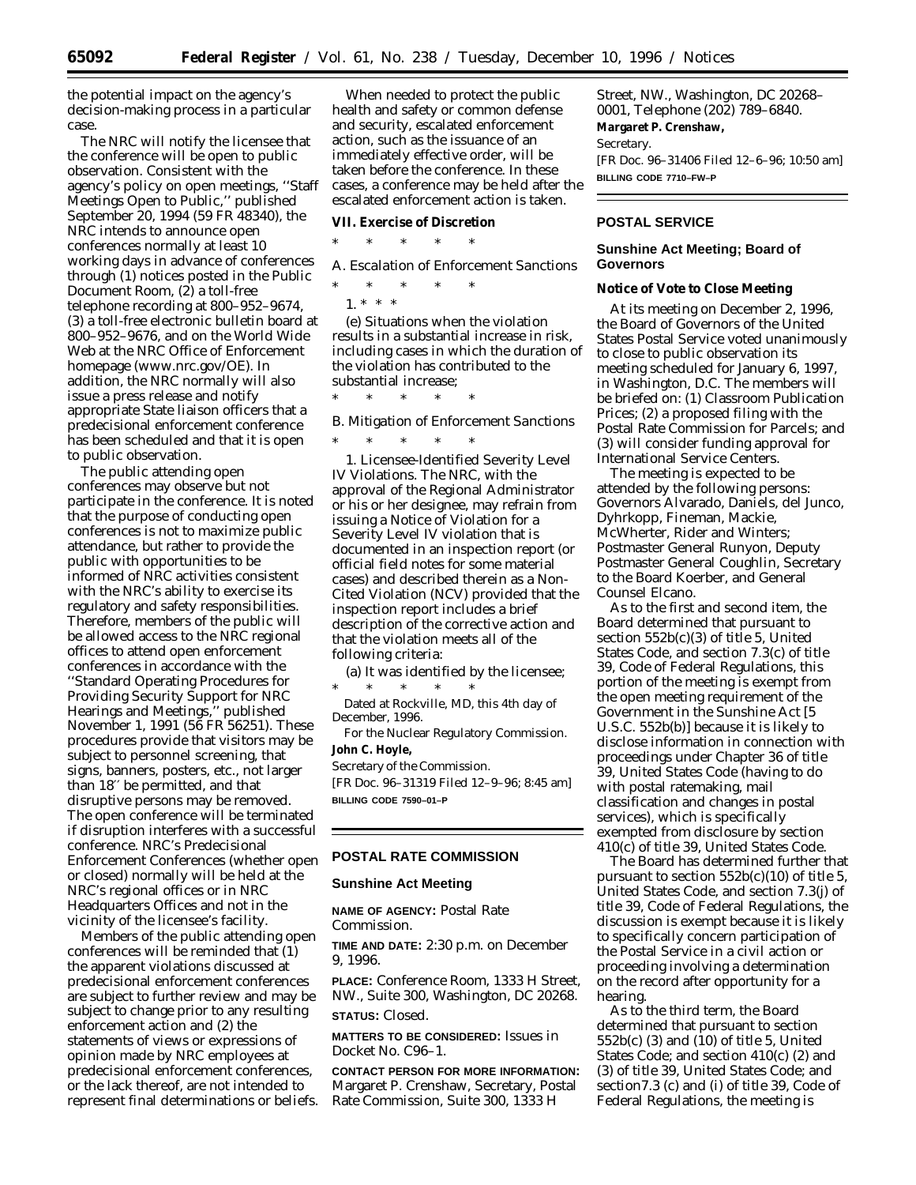the potential impact on the agency's decision-making process in a particular case.

The NRC will notify the licensee that the conference will be open to public observation. Consistent with the agency's policy on open meetings, ''Staff Meetings Open to Public,'' published September 20, 1994 (59 FR 48340), the NRC intends to announce open conferences normally at least 10 working days in advance of conferences through (1) notices posted in the Public Document Room, (2) a toll-free telephone recording at 800–952–9674, (3) a toll-free electronic bulletin board at 800–952–9676, and on the World Wide Web at the NRC Office of Enforcement homepage (www.nrc.gov/OE). In addition, the NRC normally will also issue a press release and notify appropriate State liaison officers that a predecisional enforcement conference has been scheduled and that it is open to public observation.

The public attending open conferences may observe but not participate in the conference. It is noted that the purpose of conducting open conferences is not to maximize public attendance, but rather to provide the public with opportunities to be informed of NRC activities consistent with the NRC's ability to exercise its regulatory and safety responsibilities. Therefore, members of the public will be allowed access to the NRC regional offices to attend open enforcement conferences in accordance with the ''Standard Operating Procedures for Providing Security Support for NRC Hearings and Meetings,'' published November 1, 1991 (56 FR 56251). These procedures provide that visitors may be subject to personnel screening, that signs, banners, posters, etc., not larger than 18″ be permitted, and that disruptive persons may be removed. The open conference will be terminated if disruption interferes with a successful conference. NRC's Predecisional Enforcement Conferences (whether open or closed) normally will be held at the NRC's regional offices or in NRC Headquarters Offices and not in the vicinity of the licensee's facility.

Members of the public attending open conferences will be reminded that (1) the apparent violations discussed at predecisional enforcement conferences are subject to further review and may be subject to change prior to any resulting enforcement action and (2) the statements of views or expressions of opinion made by NRC employees at predecisional enforcement conferences, or the lack thereof, are not intended to represent final determinations or beliefs.

When needed to protect the public health and safety or common defense and security, escalated enforcement action, such as the issuance of an immediately effective order, will be taken before the conference. In these cases, a conference may be held after the escalated enforcement action is taken.

**VII. Exercise of Discretion**

\* \* \* \* \*

*A. Escalation of Enforcement Sanctions*

\* \* \* \* \*

1. \* \* \*

(e) Situations when the violation results in a substantial increase in risk, including cases in which the duration of the violation has contributed to the substantial increase;

\* \* \* \* \*

*B. Mitigation of Enforcement Sanctions*

\* \* \* \* \*

1. *Licensee-Identified Severity Level IV Violations.* The NRC, with the approval of the Regional Administrator or his or her designee, may refrain from issuing a Notice of Violation for a Severity Level IV violation that is documented in an inspection report (or official field notes for some material cases) and described therein as a Non-Cited Violation (NCV) provided that the inspection report includes a brief description of the corrective action and that the violation meets all of the following criteria:

(a) It was identified by the licensee;

\* \* \* \* \*

Dated at Rockville, MD, this 4th day of December, 1996.

For the Nuclear Regulatory Commission.

**John C. Hoyle,**

*Secretary of the Commission.*

[FR Doc. 96–31319 Filed 12–9–96; 8:45 am]

**BILLING CODE 7590–01–P**

## POSTAL RATE COMMISSION

### Sunshine Act Meeting

**NAME OF AGENCY:** Postal Rate Commission.

**TIME AND DATE:** 2:30 p.m. on December 9, 1996.

**PLACE:** Conference Room, 1333 H Street, NW., Suite 300, Washington, DC 20268.

**STATUS:** Closed.

**MATTERS TO BE CONSIDERED:** Issues in Docket No. C96–1.

**CONTACT PERSON FOR MORE INFORMATION:** Margaret P. Crenshaw, Secretary, Postal Rate Commission, Suite 300, 1333 H Street, NW., Washington, DC 20268–0001, Telephone (202) 789–6840.

**Margaret P. Crenshaw,**

*Secretary.*

[FR Doc. 96–31406 Filed 12–6–96; 10:50 am]

**BILLING CODE 7710–FW–P**

## POSTAL SERVICE

### Sunshine Act Meeting; Board of Governors

#### Notice of Vote to Close Meeting

At its meeting on December 2, 1996, the Board of Governors of the United States Postal Service voted unanimously to close to public observation its meeting scheduled for January 6, 1997, in Washington, D.C. The members will be briefed on: (1) Classroom Publication Prices; (2) a proposed filing with the Postal Rate Commission for Parcels; and (3) will consider funding approval for International Service Centers.

The meeting is expected to be attended by the following persons: Governors Alvarado, Daniels, del Junco, Dyhrkopp, Fineman, Mackie, McWherter, Rider and Winters; Postmaster General Runyon, Deputy Postmaster General Coughlin, Secretary to the Board Koerber, and General Counsel Elcano.

As to the first and second item, the Board determined that pursuant to section 552b(c)(3) of title 5, United States Code, and section 7.3(c) of title 39, Code of Federal Regulations, this portion of the meeting is exempt from the open meeting requirement of the Government in the Sunshine Act [5 U.S.C. 552b(b)] because it is likely to disclose information in connection with proceedings under Chapter 36 of title 39, United States Code (having to do with postal ratemaking, mail classification and changes in postal services), which is specifically exempted from disclosure by section 410(c) of title 39, United States Code.

The Board has determined further that pursuant to section 552b(c)(10) of title 5, United States Code, and section 7.3(j) of title 39, Code of Federal Regulations, the discussion is exempt because it is likely to specifically concern participation of the Postal Service in a civil action or proceeding involving a determination on the record after opportunity for a hearing.

As to the third term, the Board determined that pursuant to section 552b(c) (3) and (10) of title 5, United States Code; and section 410(c) (2) and (3) of title 39, United States Code; and section7.3 (c) and (i) of title 39, Code of Federal Regulations, the meeting is